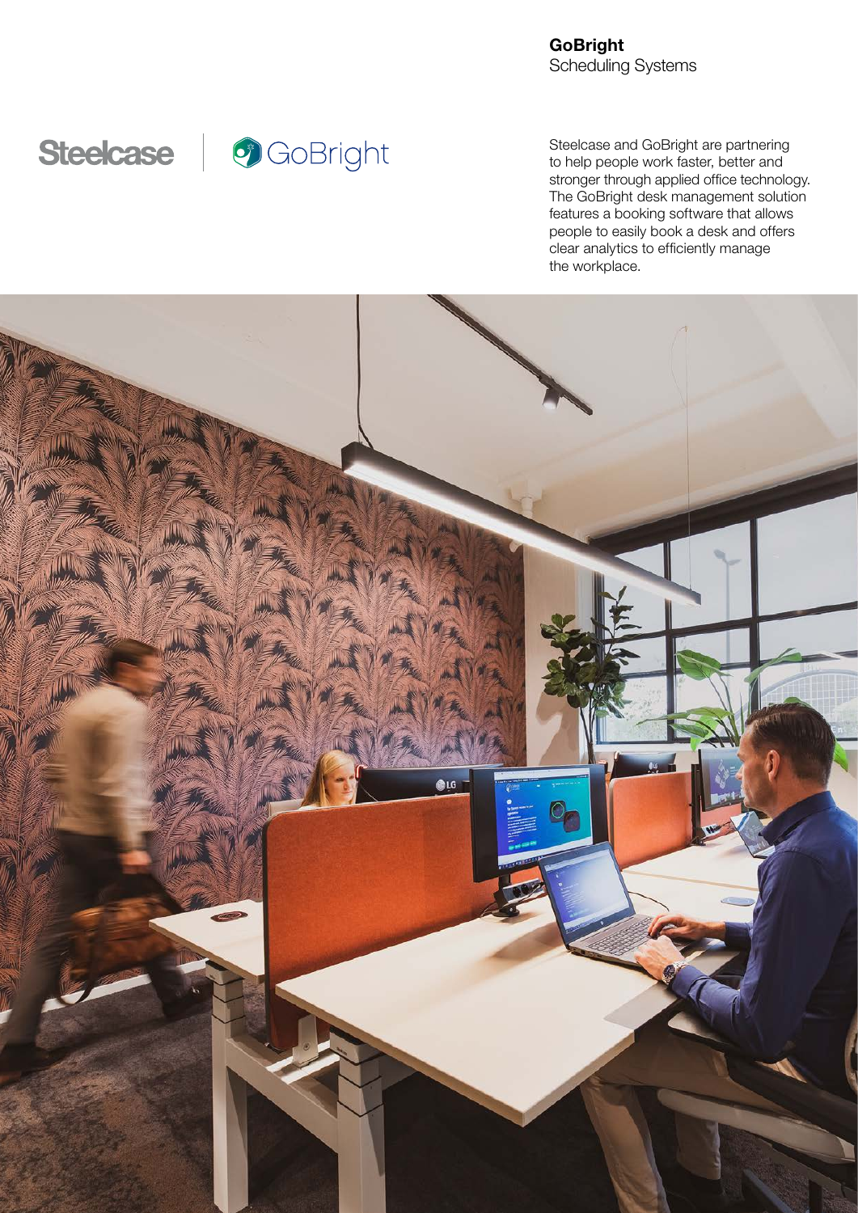**GoBright**
Scheduling Systems

Steelcase | GoBright

Steelcase and GoBright are partnering to help people work faster, better and stronger through applied office technology. The GoBright desk management solution features a booking software that allows people to easily book a desk and offers clear analytics to efficiently manage the workplace.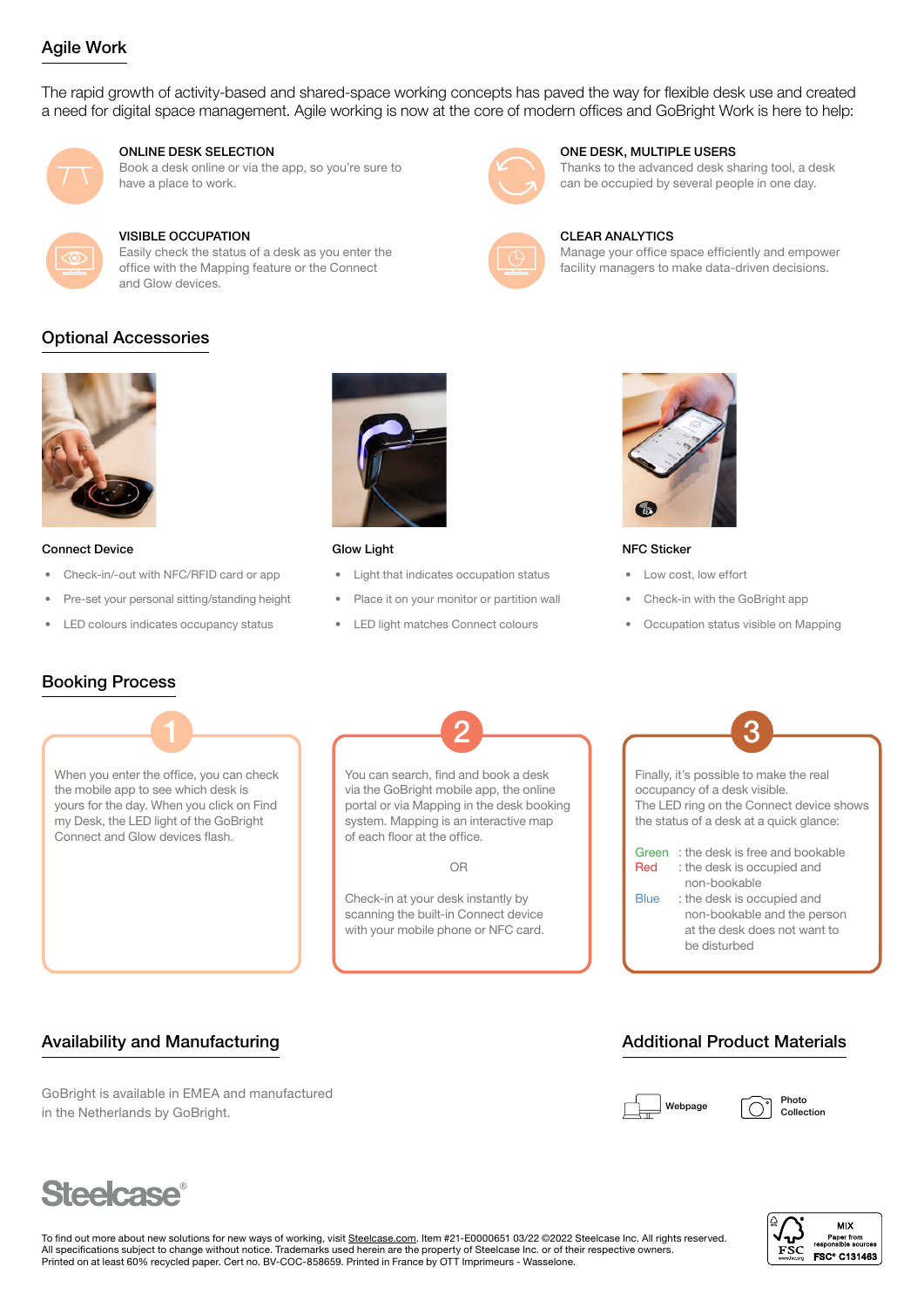## Agile Work

The rapid growth of activity-based and shared-space working concepts has paved the way for flexible desk use and created a need for digital space management. Agile working is now at the core of modern offices and GoBright Work is here to help:

**ONLINE DESK SELECTION**
Book a desk online or via the app, so you're sure to have a place to work.

**ONE DESK, MULTIPLE USERS**
Thanks to the advanced desk sharing tool, a desk can be occupied by several people in one day.

**VISIBLE OCCUPATION**
Easily check the status of a desk as you enter the office with the Mapping feature or the Connect and Glow devices.

**CLEAR ANALYTICS**
Manage your office space efficiently and empower facility managers to make data-driven decisions.

## Optional Accessories

**Connect Device**

- Check-in/-out with NFC/RFID card or app
- Pre-set your personal sitting/standing height
- LED colours indicates occupancy status

**Glow Light**

- Light that indicates occupation status
- Place it on your monitor or partition wall
- LED light matches Connect colours

**NFC Sticker**

- Low cost, low effort
- Check-in with the GoBright app
- Occupation status visible on Mapping

## Booking Process

**1**

When you enter the office, you can check the mobile app to see which desk is yours for the day. When you click on Find my Desk, the LED light of the GoBright Connect and Glow devices flash.

**2**

You can search, find and book a desk via the GoBright mobile app, the online portal or via Mapping in the desk booking system. Mapping is an interactive map of each floor at the office.

OR

Check-in at your desk instantly by scanning the built-in Connect device with your mobile phone or NFC card.

**3**

Finally, it's possible to make the real occupancy of a desk visible.
The LED ring on the Connect device shows the status of a desk at a quick glance:

Green : the desk is free and bookable
Red : the desk is occupied and non-bookable
Blue : the desk is occupied and non-bookable and the person at the desk does not want to be disturbed

## Availability and Manufacturing

GoBright is available in EMEA and manufactured in the Netherlands by GoBright.

## Additional Product Materials

Webpage

Photo Collection

Steelcase®

To find out more about new solutions for new ways of working, visit Steelcase.com. Item #21-E0000651 03/22 ©2022 Steelcase Inc. All rights reserved.
All specifications subject to change without notice. Trademarks used herein are the property of Steelcase Inc. or of their respective owners.
Printed on at least 60% recycled paper. Cert no. BV-COC-858659. Printed in France by OTT Imprimeurs - Wasselone.

MIX
Paper from responsible sources
FSC® C131463